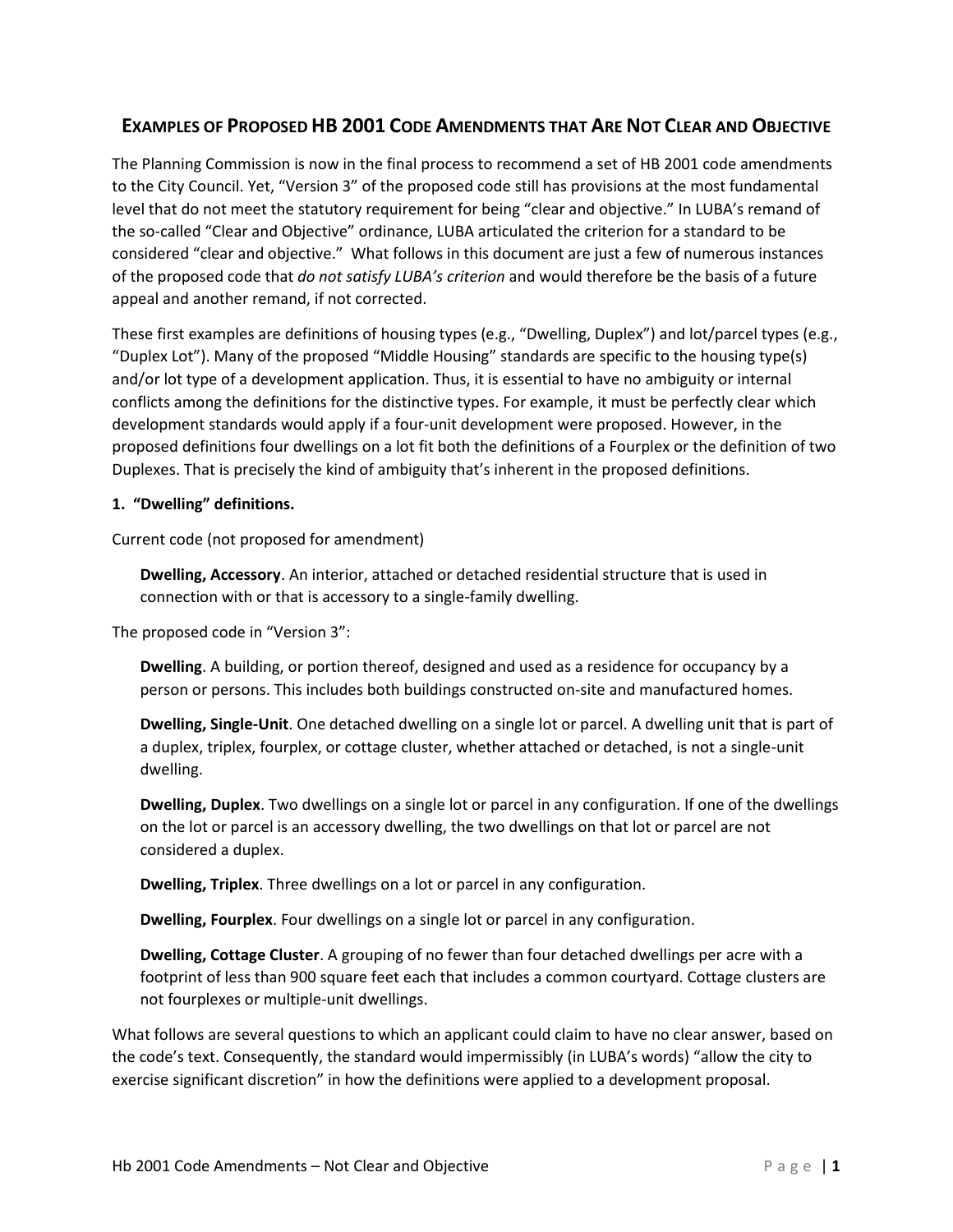# Examples of Proposed HB 2001 Code Amendments that Are Not Clear and Objective

The Planning Commission is now in the final process to recommend a set of HB 2001 code amendments to the City Council. Yet, "Version 3" of the proposed code still has provisions at the most fundamental level that do not meet the statutory requirement for being "clear and objective." In LUBA's remand of the so-called "Clear and Objective" ordinance, LUBA articulated the criterion for a standard to be considered "clear and objective." What follows in this document are just a few of numerous instances of the proposed code that *do not satisfy LUBA's criterion* and would therefore be the basis of a future appeal and another remand, if not corrected.

These first examples are definitions of housing types (e.g., "Dwelling, Duplex") and lot/parcel types (e.g., "Duplex Lot"). Many of the proposed "Middle Housing" standards are specific to the housing type(s) and/or lot type of a development application. Thus, it is essential to have no ambiguity or internal conflicts among the definitions for the distinctive types. For example, it must be perfectly clear which development standards would apply if a four-unit development were proposed. However, in the proposed definitions four dwellings on a lot fit both the definitions of a Fourplex or the definition of two Duplexes. That is precisely the kind of ambiguity that's inherent in the proposed definitions.

**1. "Dwelling" definitions.**

Current code (not proposed for amendment)

> **Dwelling, Accessory**. An interior, attached or detached residential structure that is used in connection with or that is accessory to a single-family dwelling.

The proposed code in "Version 3":

> **Dwelling**. A building, or portion thereof, designed and used as a residence for occupancy by a person or persons. This includes both buildings constructed on-site and manufactured homes.
>
> **Dwelling, Single-Unit**. One detached dwelling on a single lot or parcel. A dwelling unit that is part of a duplex, triplex, fourplex, or cottage cluster, whether attached or detached, is not a single-unit dwelling.
>
> **Dwelling, Duplex**. Two dwellings on a single lot or parcel in any configuration. If one of the dwellings on the lot or parcel is an accessory dwelling, the two dwellings on that lot or parcel are not considered a duplex.
>
> **Dwelling, Triplex**. Three dwellings on a lot or parcel in any configuration.
>
> **Dwelling, Fourplex**. Four dwellings on a single lot or parcel in any configuration.
>
> **Dwelling, Cottage Cluster**. A grouping of no fewer than four detached dwellings per acre with a footprint of less than 900 square feet each that includes a common courtyard. Cottage clusters are not fourplexes or multiple-unit dwellings.

What follows are several questions to which an applicant could claim to have no clear answer, based on the code's text. Consequently, the standard would impermissibly (in LUBA's words) "allow the city to exercise significant discretion" in how the definitions were applied to a development proposal.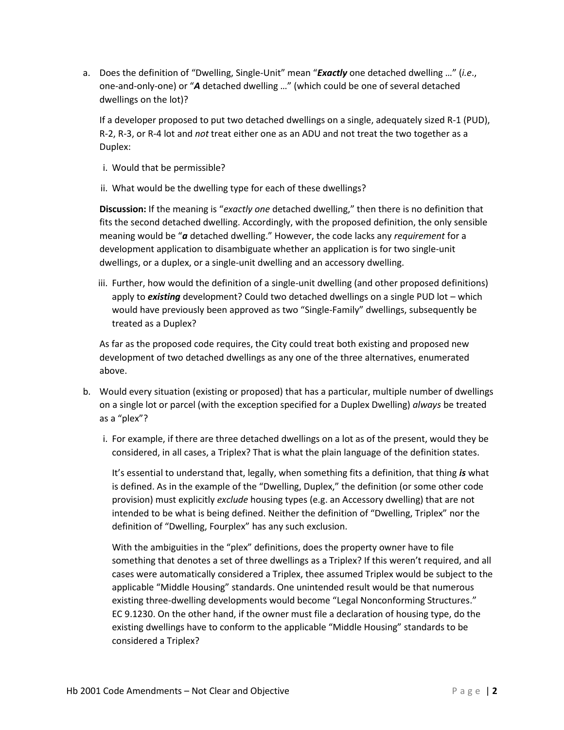a. Does the definition of "Dwelling, Single-Unit" mean "***Exactly*** one detached dwelling …" (*i.e*., one-and-only-one) or "***A*** detached dwelling …" (which could be one of several detached dwellings on the lot)?

   If a developer proposed to put two detached dwellings on a single, adequately sized R-1 (PUD), R-2, R-3, or R-4 lot and *not* treat either one as an ADU and not treat the two together as a Duplex:

   i. Would that be permissible?

   ii. What would be the dwelling type for each of these dwellings?

   **Discussion:** If the meaning is "*exactly one* detached dwelling," then there is no definition that fits the second detached dwelling. Accordingly, with the proposed definition, the only sensible meaning would be "***a*** detached dwelling." However, the code lacks any *requirement* for a development application to disambiguate whether an application is for two single-unit dwellings, or a duplex, or a single-unit dwelling and an accessory dwelling.

   iii. Further, how would the definition of a single-unit dwelling (and other proposed definitions) apply to ***existing*** development? Could two detached dwellings on a single PUD lot – which would have previously been approved as two "Single-Family" dwellings, subsequently be treated as a Duplex?

   As far as the proposed code requires, the City could treat both existing and proposed new development of two detached dwellings as any one of the three alternatives, enumerated above.

b. Would every situation (existing or proposed) that has a particular, multiple number of dwellings on a single lot or parcel (with the exception specified for a Duplex Dwelling) *always* be treated as a "plex"?

   i. For example, if there are three detached dwellings on a lot as of the present, would they be considered, in all cases, a Triplex? That is what the plain language of the definition states.

   It's essential to understand that, legally, when something fits a definition, that thing ***is*** what is defined. As in the example of the "Dwelling, Duplex," the definition (or some other code provision) must explicitly *exclude* housing types (e.g. an Accessory dwelling) that are not intended to be what is being defined. Neither the definition of "Dwelling, Triplex" nor the definition of "Dwelling, Fourplex" has any such exclusion.

   With the ambiguities in the "plex" definitions, does the property owner have to file something that denotes a set of three dwellings as a Triplex? If this weren't required, and all cases were automatically considered a Triplex, thee assumed Triplex would be subject to the applicable "Middle Housing" standards. One unintended result would be that numerous existing three-dwelling developments would become "Legal Nonconforming Structures." EC 9.1230. On the other hand, if the owner must file a declaration of housing type, do the existing dwellings have to conform to the applicable "Middle Housing" standards to be considered a Triplex?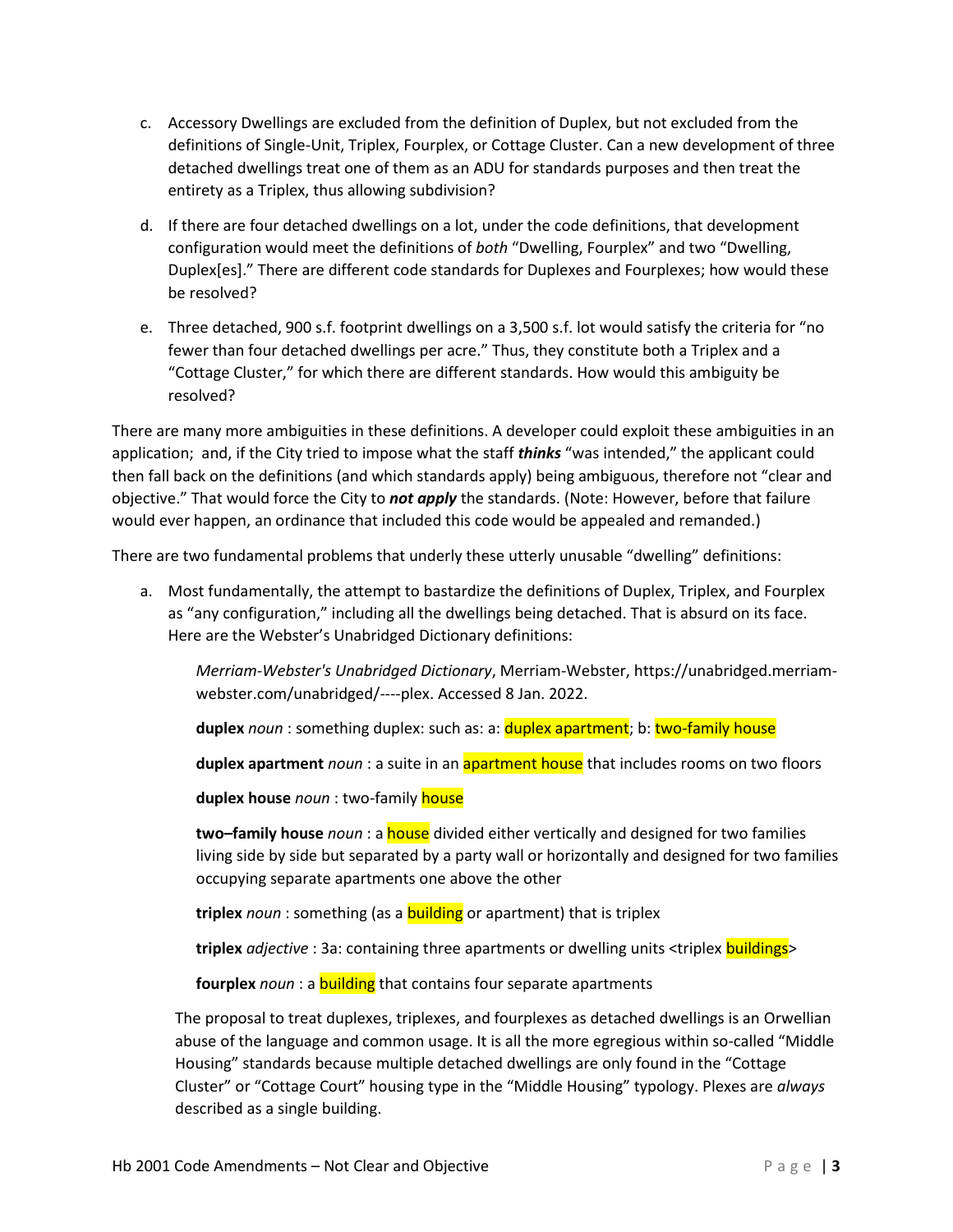c. Accessory Dwellings are excluded from the definition of Duplex, but not excluded from the definitions of Single-Unit, Triplex, Fourplex, or Cottage Cluster. Can a new development of three detached dwellings treat one of them as an ADU for standards purposes and then treat the entirety as a Triplex, thus allowing subdivision?

d. If there are four detached dwellings on a lot, under the code definitions, that development configuration would meet the definitions of *both* "Dwelling, Fourplex" and two "Dwelling, Duplex[es]." There are different code standards for Duplexes and Fourplexes; how would these be resolved?

e. Three detached, 900 s.f. footprint dwellings on a 3,500 s.f. lot would satisfy the criteria for "no fewer than four detached dwellings per acre." Thus, they constitute both a Triplex and a "Cottage Cluster," for which there are different standards. How would this ambiguity be resolved?

There are many more ambiguities in these definitions. A developer could exploit these ambiguities in an application; and, if the City tried to impose what the staff ***thinks*** "was intended," the applicant could then fall back on the definitions (and which standards apply) being ambiguous, therefore not "clear and objective." That would force the City to ***not apply*** the standards. (Note: However, before that failure would ever happen, an ordinance that included this code would be appealed and remanded.)

There are two fundamental problems that underly these utterly unusable "dwelling" definitions:

a. Most fundamentally, the attempt to bastardize the definitions of Duplex, Triplex, and Fourplex as "any configuration," including all the dwellings being detached. That is absurd on its face. Here are the Webster's Unabridged Dictionary definitions:

> *Merriam-Webster's Unabridged Dictionary*, Merriam-Webster, https://unabridged.merriam-webster.com/unabridged/----plex. Accessed 8 Jan. 2022.
>
> **duplex** *noun* : something duplex: such as: a: duplex apartment; b: two-family house
>
> **duplex apartment** *noun* : a suite in an apartment house that includes rooms on two floors
>
> **duplex house** *noun* : two-family house
>
> **two–family house** *noun* : a house divided either vertically and designed for two families living side by side but separated by a party wall or horizontally and designed for two families occupying separate apartments one above the other
>
> **triplex** *noun* : something (as a building or apartment) that is triplex
>
> **triplex** *adjective* : 3a: containing three apartments or dwelling units <triplex buildings>
>
> **fourplex** *noun* : a building that contains four separate apartments

The proposal to treat duplexes, triplexes, and fourplexes as detached dwellings is an Orwellian abuse of the language and common usage. It is all the more egregious within so-called "Middle Housing" standards because multiple detached dwellings are only found in the "Cottage Cluster" or "Cottage Court" housing type in the "Middle Housing" typology. Plexes are *always* described as a single building.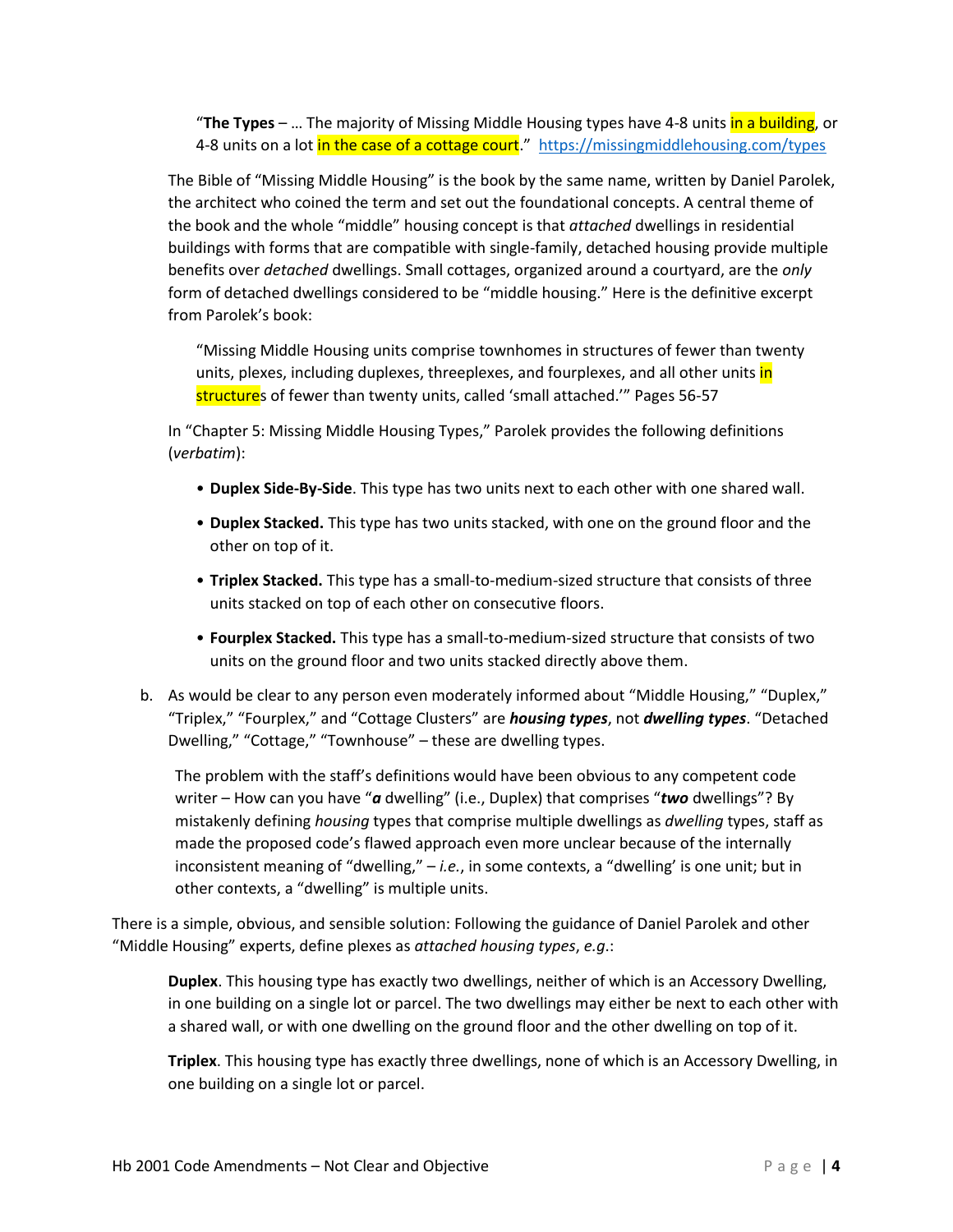> "**The Types** – … The majority of Missing Middle Housing types have 4-8 units in a building, or 4-8 units on a lot in the case of a cottage court." https://missingmiddlehousing.com/types

The Bible of "Missing Middle Housing" is the book by the same name, written by Daniel Parolek, the architect who coined the term and set out the foundational concepts. A central theme of the book and the whole "middle" housing concept is that *attached* dwellings in residential buildings with forms that are compatible with single-family, detached housing provide multiple benefits over *detached* dwellings. Small cottages, organized around a courtyard, are the *only* form of detached dwellings considered to be "middle housing." Here is the definitive excerpt from Parolek's book:

> "Missing Middle Housing units comprise townhomes in structures of fewer than twenty units, plexes, including duplexes, threeplexes, and fourplexes, and all other units in structures of fewer than twenty units, called 'small attached.'" Pages 56-57

In "Chapter 5: Missing Middle Housing Types," Parolek provides the following definitions (*verbatim*):

- **Duplex Side-By-Side**. This type has two units next to each other with one shared wall.
- **Duplex Stacked.** This type has two units stacked, with one on the ground floor and the other on top of it.
- **Triplex Stacked.** This type has a small-to-medium-sized structure that consists of three units stacked on top of each other on consecutive floors.
- **Fourplex Stacked.** This type has a small-to-medium-sized structure that consists of two units on the ground floor and two units stacked directly above them.

b. As would be clear to any person even moderately informed about "Middle Housing," "Duplex," "Triplex," "Fourplex," and "Cottage Clusters" are ***housing types***, not ***dwelling types***. "Detached Dwelling," "Cottage," "Townhouse" – these are dwelling types.

   The problem with the staff's definitions would have been obvious to any competent code writer – How can you have "***a*** dwelling" (i.e., Duplex) that comprises "***two*** dwellings"? By mistakenly defining *housing* types that comprise multiple dwellings as *dwelling* types, staff as made the proposed code's flawed approach even more unclear because of the internally inconsistent meaning of "dwelling," – *i.e.*, in some contexts, a "dwelling' is one unit; but in other contexts, a "dwelling" is multiple units.

There is a simple, obvious, and sensible solution: Following the guidance of Daniel Parolek and other "Middle Housing" experts, define plexes as *attached housing types*, *e.g.*:

> **Duplex**. This housing type has exactly two dwellings, neither of which is an Accessory Dwelling, in one building on a single lot or parcel. The two dwellings may either be next to each other with a shared wall, or with one dwelling on the ground floor and the other dwelling on top of it.
>
> **Triplex**. This housing type has exactly three dwellings, none of which is an Accessory Dwelling, in one building on a single lot or parcel.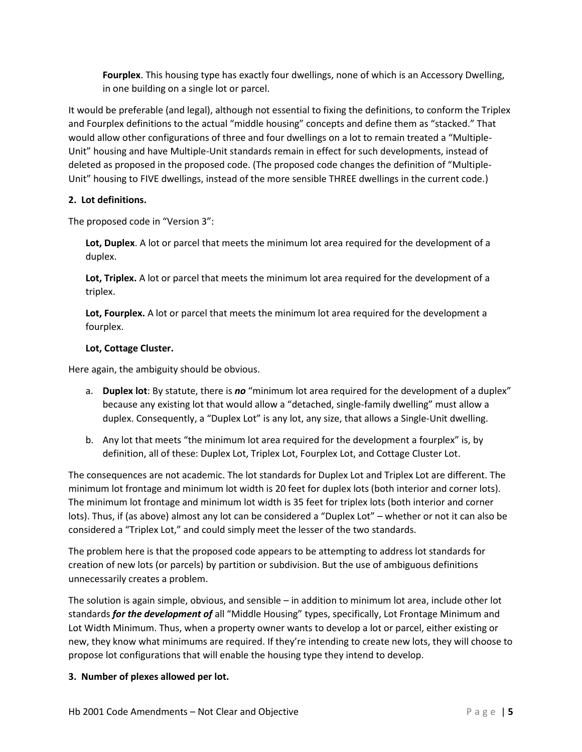> **Fourplex**. This housing type has exactly four dwellings, none of which is an Accessory Dwelling, in one building on a single lot or parcel.

It would be preferable (and legal), although not essential to fixing the definitions, to conform the Triplex and Fourplex definitions to the actual "middle housing" concepts and define them as "stacked." That would allow other configurations of three and four dwellings on a lot to remain treated a "Multiple-Unit" housing and have Multiple-Unit standards remain in effect for such developments, instead of deleted as proposed in the proposed code. (The proposed code changes the definition of "Multiple-Unit" housing to FIVE dwellings, instead of the more sensible THREE dwellings in the current code.)

**2. Lot definitions.**

The proposed code in "Version 3":

> **Lot, Duplex**. A lot or parcel that meets the minimum lot area required for the development of a duplex.
>
> **Lot, Triplex.** A lot or parcel that meets the minimum lot area required for the development of a triplex.
>
> **Lot, Fourplex.** A lot or parcel that meets the minimum lot area required for the development a fourplex.
>
> **Lot, Cottage Cluster.**

Here again, the ambiguity should be obvious.

a. **Duplex lot**: By statute, there is ***no*** "minimum lot area required for the development of a duplex" because any existing lot that would allow a "detached, single-family dwelling" must allow a duplex. Consequently, a "Duplex Lot" is any lot, any size, that allows a Single-Unit dwelling.

b. Any lot that meets "the minimum lot area required for the development a fourplex" is, by definition, all of these: Duplex Lot, Triplex Lot, Fourplex Lot, and Cottage Cluster Lot.

The consequences are not academic. The lot standards for Duplex Lot and Triplex Lot are different. The minimum lot frontage and minimum lot width is 20 feet for duplex lots (both interior and corner lots). The minimum lot frontage and minimum lot width is 35 feet for triplex lots (both interior and corner lots). Thus, if (as above) almost any lot can be considered a "Duplex Lot" – whether or not it can also be considered a "Triplex Lot," and could simply meet the lesser of the two standards.

The problem here is that the proposed code appears to be attempting to address lot standards for creation of new lots (or parcels) by partition or subdivision. But the use of ambiguous definitions unnecessarily creates a problem.

The solution is again simple, obvious, and sensible – in addition to minimum lot area, include other lot standards ***for the development of*** all "Middle Housing" types, specifically, Lot Frontage Minimum and Lot Width Minimum. Thus, when a property owner wants to develop a lot or parcel, either existing or new, they know what minimums are required. If they're intending to create new lots, they will choose to propose lot configurations that will enable the housing type they intend to develop.

**3. Number of plexes allowed per lot.**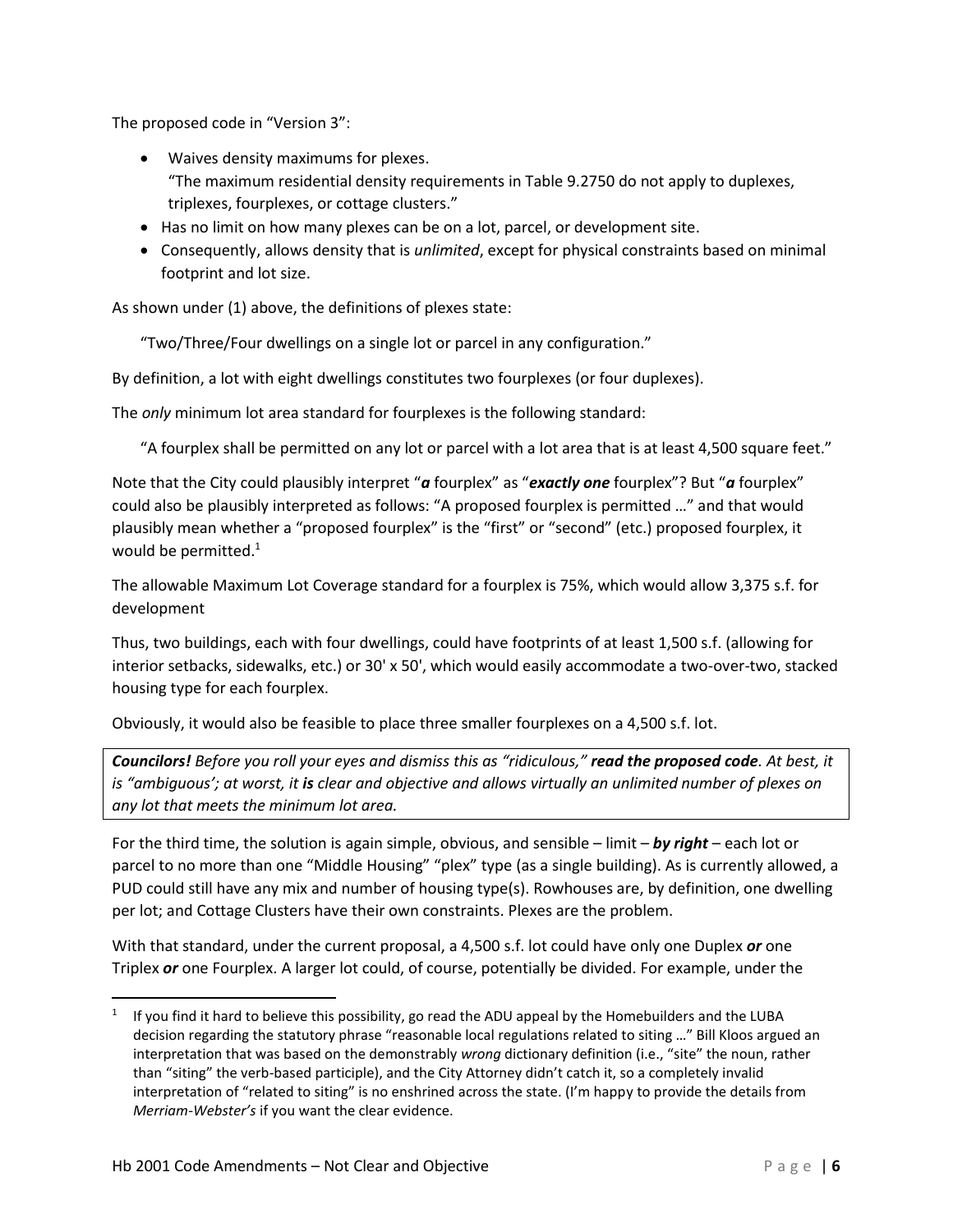The proposed code in "Version 3":

- Waives density maximums for plexes.
  "The maximum residential density requirements in Table 9.2750 do not apply to duplexes, triplexes, fourplexes, or cottage clusters."
- Has no limit on how many plexes can be on a lot, parcel, or development site.
- Consequently, allows density that is *unlimited*, except for physical constraints based on minimal footprint and lot size.

As shown under (1) above, the definitions of plexes state:

"Two/Three/Four dwellings on a single lot or parcel in any configuration."

By definition, a lot with eight dwellings constitutes two fourplexes (or four duplexes).

The *only* minimum lot area standard for fourplexes is the following standard:

"A fourplex shall be permitted on any lot or parcel with a lot area that is at least 4,500 square feet."

Note that the City could plausibly interpret "***a*** fourplex" as "***exactly one*** fourplex"? But "***a*** fourplex" could also be plausibly interpreted as follows: "A proposed fourplex is permitted …" and that would plausibly mean whether a "proposed fourplex" is the "first" or "second" (etc.) proposed fourplex, it would be permitted.[1]

The allowable Maximum Lot Coverage standard for a fourplex is 75%, which would allow 3,375 s.f. for development

Thus, two buildings, each with four dwellings, could have footprints of at least 1,500 s.f. (allowing for interior setbacks, sidewalks, etc.) or 30' x 50', which would easily accommodate a two-over-two, stacked housing type for each fourplex.

Obviously, it would also be feasible to place three smaller fourplexes on a 4,500 s.f. lot.

> ***Councilors!*** *Before you roll your eyes and dismiss this as "ridiculous,"* ***read the proposed code****. At best, it is "ambiguous'; at worst, it* ***is*** *clear and objective and allows virtually an unlimited number of plexes on any lot that meets the minimum lot area.*

For the third time, the solution is again simple, obvious, and sensible – limit – ***by right*** – each lot or parcel to no more than one "Middle Housing" "plex" type (as a single building). As is currently allowed, a PUD could still have any mix and number of housing type(s). Rowhouses are, by definition, one dwelling per lot; and Cottage Clusters have their own constraints. Plexes are the problem.

With that standard, under the current proposal, a 4,500 s.f. lot could have only one Duplex ***or*** one Triplex ***or*** one Fourplex. A larger lot could, of course, potentially be divided. For example, under the

---

[1] If you find it hard to believe this possibility, go read the ADU appeal by the Homebuilders and the LUBA decision regarding the statutory phrase "reasonable local regulations related to siting …" Bill Kloos argued an interpretation that was based on the demonstrably *wrong* dictionary definition (i.e., "site" the noun, rather than "siting" the verb-based participle), and the City Attorney didn't catch it, so a completely invalid interpretation of "related to siting" is no enshrined across the state. (I'm happy to provide the details from *Merriam-Webster's* if you want the clear evidence.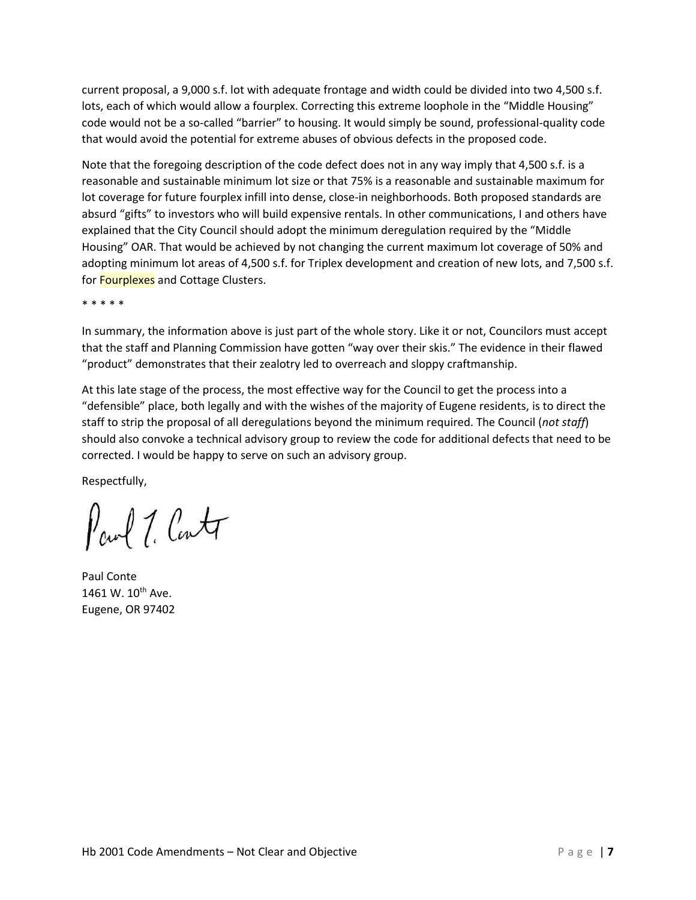current proposal, a 9,000 s.f. lot with adequate frontage and width could be divided into two 4,500 s.f. lots, each of which would allow a fourplex. Correcting this extreme loophole in the "Middle Housing" code would not be a so-called "barrier" to housing. It would simply be sound, professional-quality code that would avoid the potential for extreme abuses of obvious defects in the proposed code.

Note that the foregoing description of the code defect does not in any way imply that 4,500 s.f. is a reasonable and sustainable minimum lot size or that 75% is a reasonable and sustainable maximum for lot coverage for future fourplex infill into dense, close-in neighborhoods. Both proposed standards are absurd "gifts" to investors who will build expensive rentals. In other communications, I and others have explained that the City Council should adopt the minimum deregulation required by the "Middle Housing" OAR. That would be achieved by not changing the current maximum lot coverage of 50% and adopting minimum lot areas of 4,500 s.f. for Triplex development and creation of new lots, and 7,500 s.f. for Fourplexes and Cottage Clusters.

* * * * *

In summary, the information above is just part of the whole story. Like it or not, Councilors must accept that the staff and Planning Commission have gotten "way over their skis." The evidence in their flawed "product" demonstrates that their zealotry led to overreach and sloppy craftmanship.

At this late stage of the process, the most effective way for the Council to get the process into a "defensible" place, both legally and with the wishes of the majority of Eugene residents, is to direct the staff to strip the proposal of all deregulations beyond the minimum required. The Council (*not staff*) should also convoke a technical advisory group to review the code for additional defects that need to be corrected. I would be happy to serve on such an advisory group.

Respectfully,

Paul Conte
1461 W. 10th Ave.
Eugene, OR 97402